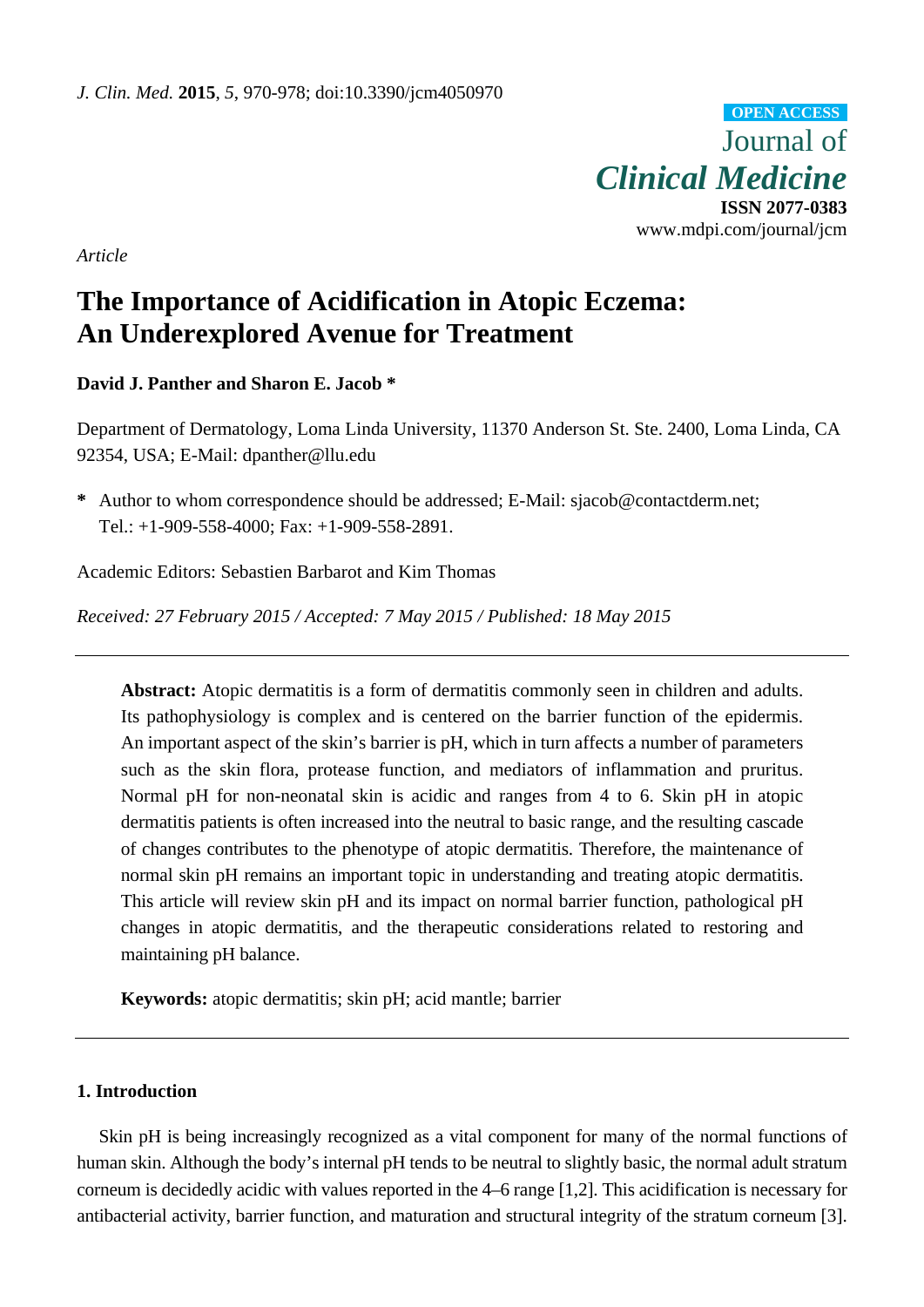Article

# The Importance of Acidification in Atopic Eczema: An Underexplored Avenue for Treatment

**David J. Panther and Sharon E. Jacob \***

Department of Dermatology, Loma Linda University, 11370 Anderson St. Ste. 2400, Loma Linda, CA 92354, USA; E-Mail: dpanther@llu.edu

**\*** Author to whom correspondence should be addressed; E-Mail: sjacob@contactderm.net; Tel.: +1-909-558-4000; Fax: +1-909-558-2891.

Academic Editors: Sebastien Barbarot and Kim Thomas

*Received: 27 February 2015 / Accepted: 7 May 2015 / Published: 18 May 2015*

---

**Abstract:** Atopic dermatitis is a form of dermatitis commonly seen in children and adults. Its pathophysiology is complex and is centered on the barrier function of the epidermis. An important aspect of the skin's barrier is pH, which in turn affects a number of parameters such as the skin flora, protease function, and mediators of inflammation and pruritus. Normal pH for non-neonatal skin is acidic and ranges from 4 to 6. Skin pH in atopic dermatitis patients is often increased into the neutral to basic range, and the resulting cascade of changes contributes to the phenotype of atopic dermatitis. Therefore, the maintenance of normal skin pH remains an important topic in understanding and treating atopic dermatitis. This article will review skin pH and its impact on normal barrier function, pathological pH changes in atopic dermatitis, and the therapeutic considerations related to restoring and maintaining pH balance.

**Keywords:** atopic dermatitis; skin pH; acid mantle; barrier

---

## 1. Introduction

Skin pH is being increasingly recognized as a vital component for many of the normal functions of human skin. Although the body's internal pH tends to be neutral to slightly basic, the normal adult stratum corneum is decidedly acidic with values reported in the 4–6 range [1,2]. This acidification is necessary for antibacterial activity, barrier function, and maturation and structural integrity of the stratum corneum [3].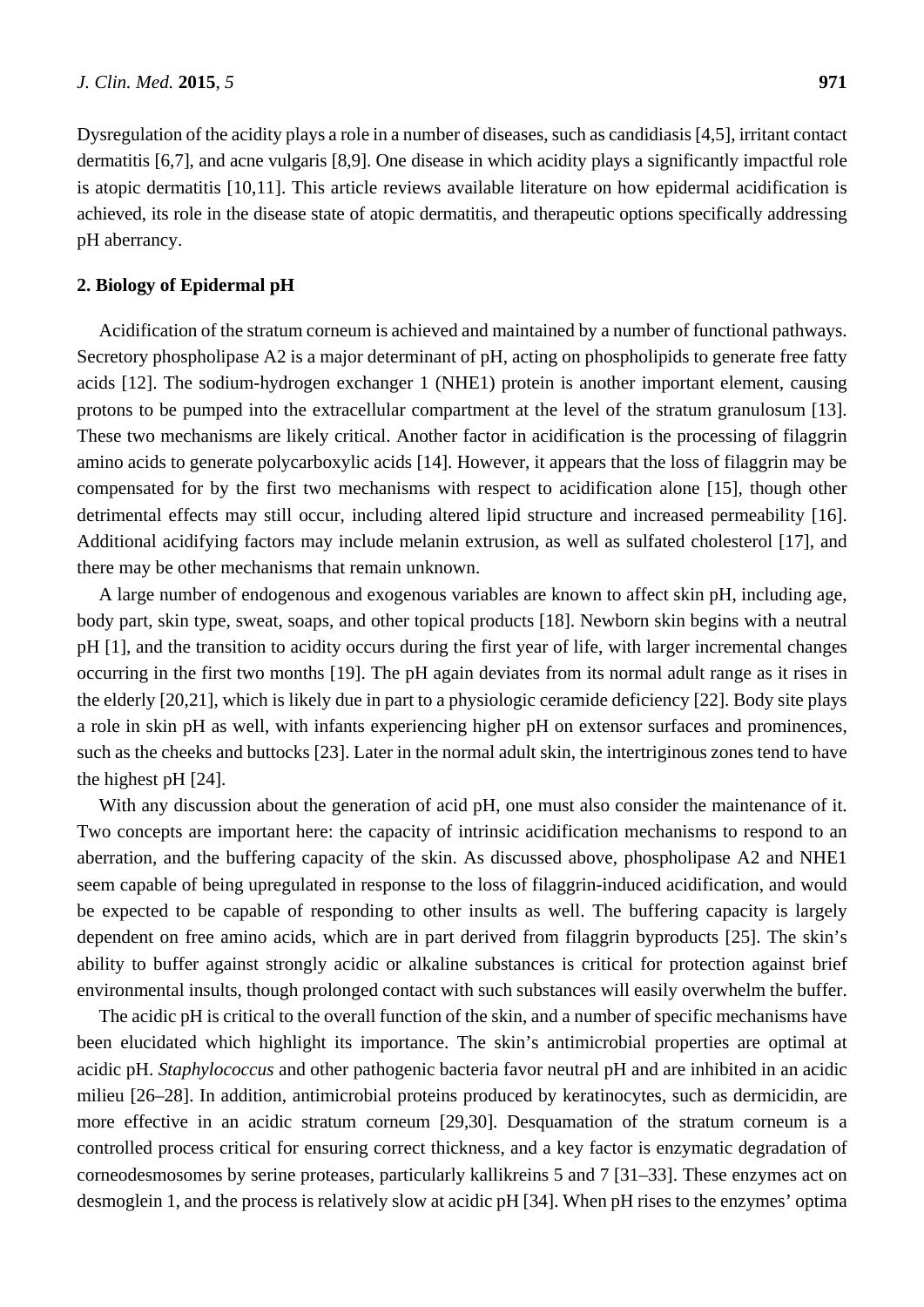Dysregulation of the acidity plays a role in a number of diseases, such as candidiasis [4,5], irritant contact dermatitis [6,7], and acne vulgaris [8,9]. One disease in which acidity plays a significantly impactful role is atopic dermatitis [10,11]. This article reviews available literature on how epidermal acidification is achieved, its role in the disease state of atopic dermatitis, and therapeutic options specifically addressing pH aberrancy.

## 2. Biology of Epidermal pH

Acidification of the stratum corneum is achieved and maintained by a number of functional pathways. Secretory phospholipase A2 is a major determinant of pH, acting on phospholipids to generate free fatty acids [12]. The sodium-hydrogen exchanger 1 (NHE1) protein is another important element, causing protons to be pumped into the extracellular compartment at the level of the stratum granulosum [13]. These two mechanisms are likely critical. Another factor in acidification is the processing of filaggrin amino acids to generate polycarboxylic acids [14]. However, it appears that the loss of filaggrin may be compensated for by the first two mechanisms with respect to acidification alone [15], though other detrimental effects may still occur, including altered lipid structure and increased permeability [16]. Additional acidifying factors may include melanin extrusion, as well as sulfated cholesterol [17], and there may be other mechanisms that remain unknown.

A large number of endogenous and exogenous variables are known to affect skin pH, including age, body part, skin type, sweat, soaps, and other topical products [18]. Newborn skin begins with a neutral pH [1], and the transition to acidity occurs during the first year of life, with larger incremental changes occurring in the first two months [19]. The pH again deviates from its normal adult range as it rises in the elderly [20,21], which is likely due in part to a physiologic ceramide deficiency [22]. Body site plays a role in skin pH as well, with infants experiencing higher pH on extensor surfaces and prominences, such as the cheeks and buttocks [23]. Later in the normal adult skin, the intertriginous zones tend to have the highest pH [24].

With any discussion about the generation of acid pH, one must also consider the maintenance of it. Two concepts are important here: the capacity of intrinsic acidification mechanisms to respond to an aberration, and the buffering capacity of the skin. As discussed above, phospholipase A2 and NHE1 seem capable of being upregulated in response to the loss of filaggrin-induced acidification, and would be expected to be capable of responding to other insults as well. The buffering capacity is largely dependent on free amino acids, which are in part derived from filaggrin byproducts [25]. The skin's ability to buffer against strongly acidic or alkaline substances is critical for protection against brief environmental insults, though prolonged contact with such substances will easily overwhelm the buffer.

The acidic pH is critical to the overall function of the skin, and a number of specific mechanisms have been elucidated which highlight its importance. The skin's antimicrobial properties are optimal at acidic pH. *Staphylococcus* and other pathogenic bacteria favor neutral pH and are inhibited in an acidic milieu [26–28]. In addition, antimicrobial proteins produced by keratinocytes, such as dermicidin, are more effective in an acidic stratum corneum [29,30]. Desquamation of the stratum corneum is a controlled process critical for ensuring correct thickness, and a key factor is enzymatic degradation of corneodesmosomes by serine proteases, particularly kallikreins 5 and 7 [31–33]. These enzymes act on desmoglein 1, and the process is relatively slow at acidic pH [34]. When pH rises to the enzymes' optima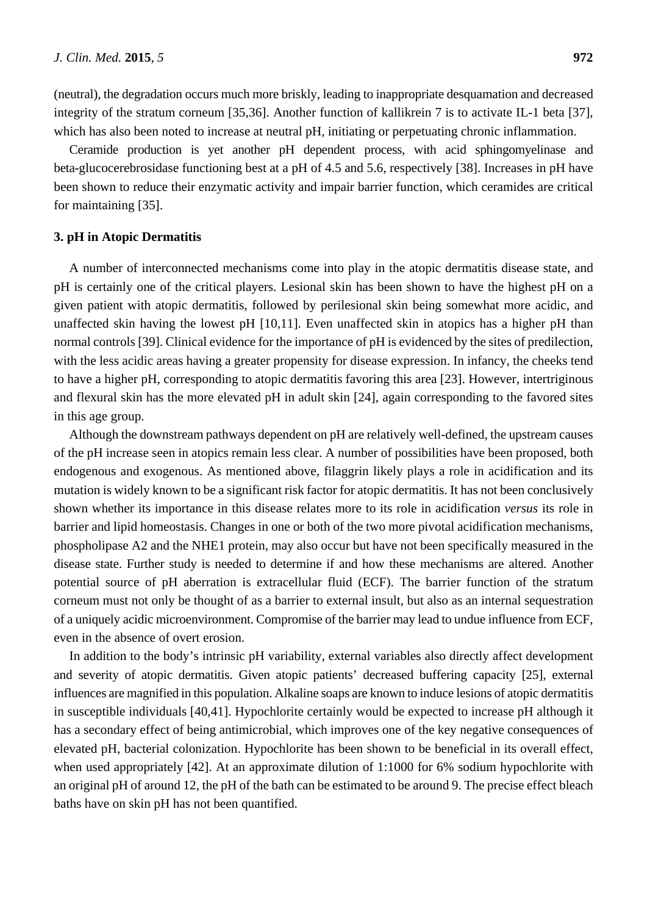(neutral), the degradation occurs much more briskly, leading to inappropriate desquamation and decreased integrity of the stratum corneum [35,36]. Another function of kallikrein 7 is to activate IL-1 beta [37], which has also been noted to increase at neutral pH, initiating or perpetuating chronic inflammation.

Ceramide production is yet another pH dependent process, with acid sphingomyelinase and beta-glucocerebrosidase functioning best at a pH of 4.5 and 5.6, respectively [38]. Increases in pH have been shown to reduce their enzymatic activity and impair barrier function, which ceramides are critical for maintaining [35].

### 3. pH in Atopic Dermatitis

A number of interconnected mechanisms come into play in the atopic dermatitis disease state, and pH is certainly one of the critical players. Lesional skin has been shown to have the highest pH on a given patient with atopic dermatitis, followed by perilesional skin being somewhat more acidic, and unaffected skin having the lowest pH [10,11]. Even unaffected skin in atopics has a higher pH than normal controls [39]. Clinical evidence for the importance of pH is evidenced by the sites of predilection, with the less acidic areas having a greater propensity for disease expression. In infancy, the cheeks tend to have a higher pH, corresponding to atopic dermatitis favoring this area [23]. However, intertriginous and flexural skin has the more elevated pH in adult skin [24], again corresponding to the favored sites in this age group.

Although the downstream pathways dependent on pH are relatively well-defined, the upstream causes of the pH increase seen in atopics remain less clear. A number of possibilities have been proposed, both endogenous and exogenous. As mentioned above, filaggrin likely plays a role in acidification and its mutation is widely known to be a significant risk factor for atopic dermatitis. It has not been conclusively shown whether its importance in this disease relates more to its role in acidification *versus* its role in barrier and lipid homeostasis. Changes in one or both of the two more pivotal acidification mechanisms, phospholipase A2 and the NHE1 protein, may also occur but have not been specifically measured in the disease state. Further study is needed to determine if and how these mechanisms are altered. Another potential source of pH aberration is extracellular fluid (ECF). The barrier function of the stratum corneum must not only be thought of as a barrier to external insult, but also as an internal sequestration of a uniquely acidic microenvironment. Compromise of the barrier may lead to undue influence from ECF, even in the absence of overt erosion.

In addition to the body's intrinsic pH variability, external variables also directly affect development and severity of atopic dermatitis. Given atopic patients' decreased buffering capacity [25], external influences are magnified in this population. Alkaline soaps are known to induce lesions of atopic dermatitis in susceptible individuals [40,41]. Hypochlorite certainly would be expected to increase pH although it has a secondary effect of being antimicrobial, which improves one of the key negative consequences of elevated pH, bacterial colonization. Hypochlorite has been shown to be beneficial in its overall effect, when used appropriately [42]. At an approximate dilution of 1:1000 for 6% sodium hypochlorite with an original pH of around 12, the pH of the bath can be estimated to be around 9. The precise effect bleach baths have on skin pH has not been quantified.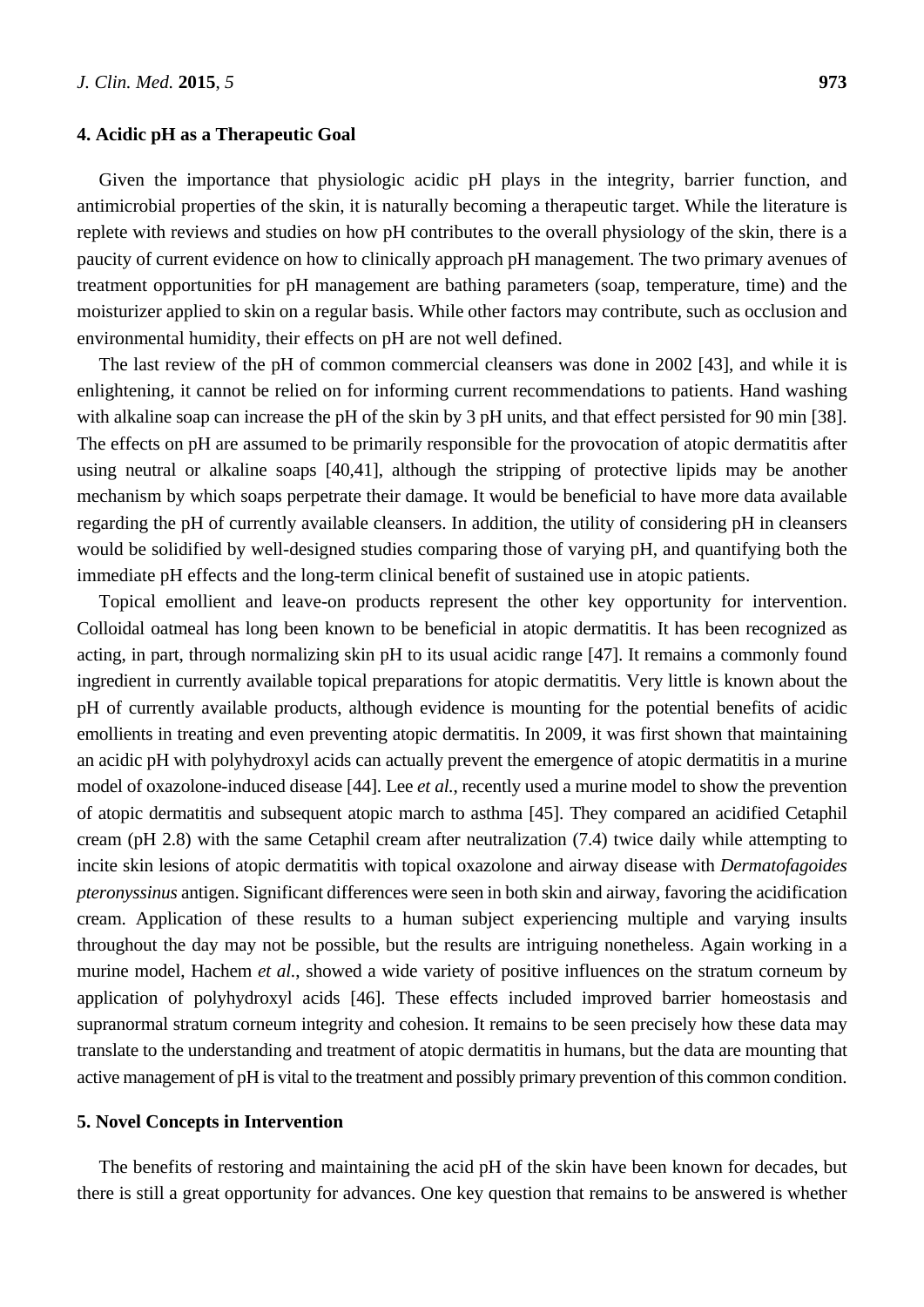## 4. Acidic pH as a Therapeutic Goal

Given the importance that physiologic acidic pH plays in the integrity, barrier function, and antimicrobial properties of the skin, it is naturally becoming a therapeutic target. While the literature is replete with reviews and studies on how pH contributes to the overall physiology of the skin, there is a paucity of current evidence on how to clinically approach pH management. The two primary avenues of treatment opportunities for pH management are bathing parameters (soap, temperature, time) and the moisturizer applied to skin on a regular basis. While other factors may contribute, such as occlusion and environmental humidity, their effects on pH are not well defined.

The last review of the pH of common commercial cleansers was done in 2002 [43], and while it is enlightening, it cannot be relied on for informing current recommendations to patients. Hand washing with alkaline soap can increase the pH of the skin by 3 pH units, and that effect persisted for 90 min [38]. The effects on pH are assumed to be primarily responsible for the provocation of atopic dermatitis after using neutral or alkaline soaps [40,41], although the stripping of protective lipids may be another mechanism by which soaps perpetrate their damage. It would be beneficial to have more data available regarding the pH of currently available cleansers. In addition, the utility of considering pH in cleansers would be solidified by well-designed studies comparing those of varying pH, and quantifying both the immediate pH effects and the long-term clinical benefit of sustained use in atopic patients.

Topical emollient and leave-on products represent the other key opportunity for intervention. Colloidal oatmeal has long been known to be beneficial in atopic dermatitis. It has been recognized as acting, in part, through normalizing skin pH to its usual acidic range [47]. It remains a commonly found ingredient in currently available topical preparations for atopic dermatitis. Very little is known about the pH of currently available products, although evidence is mounting for the potential benefits of acidic emollients in treating and even preventing atopic dermatitis. In 2009, it was first shown that maintaining an acidic pH with polyhydroxyl acids can actually prevent the emergence of atopic dermatitis in a murine model of oxazolone-induced disease [44]. Lee *et al.*, recently used a murine model to show the prevention of atopic dermatitis and subsequent atopic march to asthma [45]. They compared an acidified Cetaphil cream (pH 2.8) with the same Cetaphil cream after neutralization (7.4) twice daily while attempting to incite skin lesions of atopic dermatitis with topical oxazolone and airway disease with *Dermatofagoides pteronyssinus* antigen. Significant differences were seen in both skin and airway, favoring the acidification cream. Application of these results to a human subject experiencing multiple and varying insults throughout the day may not be possible, but the results are intriguing nonetheless. Again working in a murine model, Hachem *et al.*, showed a wide variety of positive influences on the stratum corneum by application of polyhydroxyl acids [46]. These effects included improved barrier homeostasis and supranormal stratum corneum integrity and cohesion. It remains to be seen precisely how these data may translate to the understanding and treatment of atopic dermatitis in humans, but the data are mounting that active management of pH is vital to the treatment and possibly primary prevention of this common condition.

## 5. Novel Concepts in Intervention

The benefits of restoring and maintaining the acid pH of the skin have been known for decades, but there is still a great opportunity for advances. One key question that remains to be answered is whether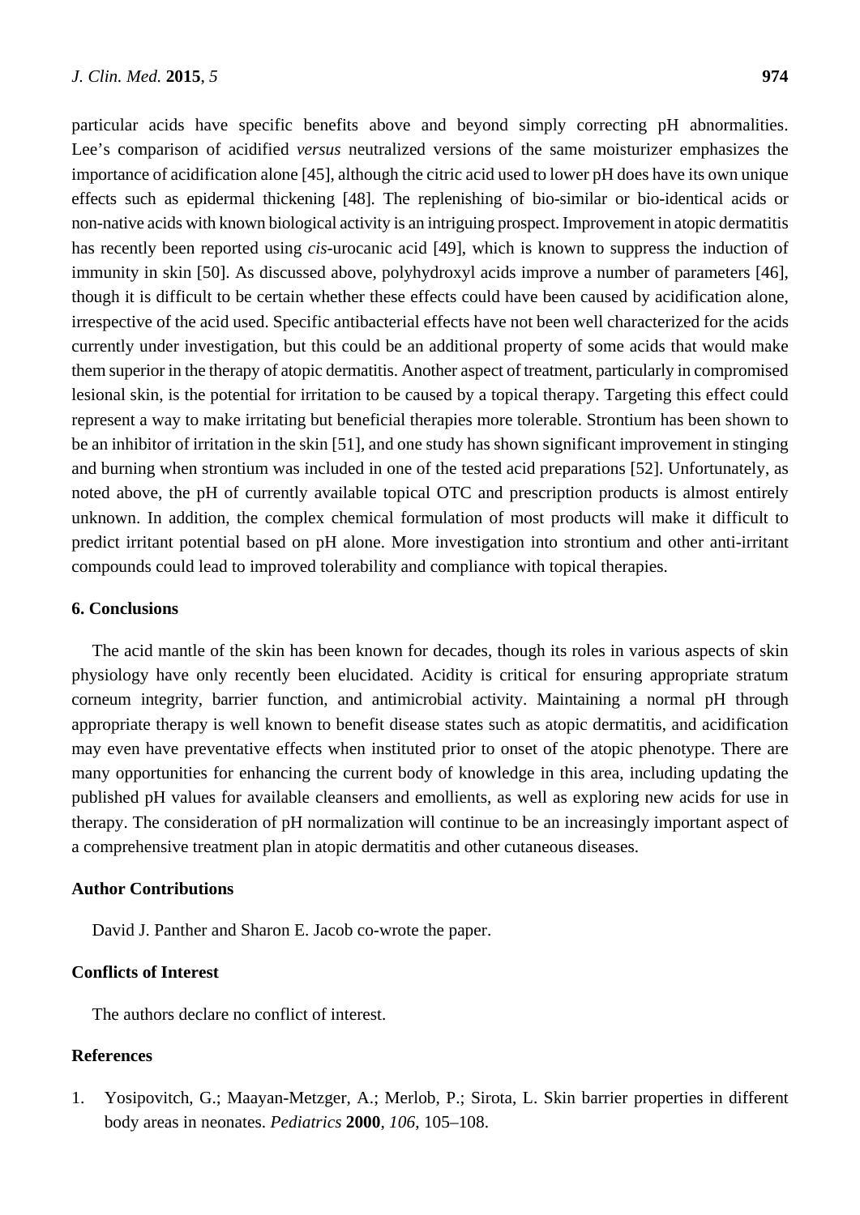particular acids have specific benefits above and beyond simply correcting pH abnormalities. Lee's comparison of acidified *versus* neutralized versions of the same moisturizer emphasizes the importance of acidification alone [45], although the citric acid used to lower pH does have its own unique effects such as epidermal thickening [48]. The replenishing of bio-similar or bio-identical acids or non-native acids with known biological activity is an intriguing prospect. Improvement in atopic dermatitis has recently been reported using *cis*-urocanic acid [49], which is known to suppress the induction of immunity in skin [50]. As discussed above, polyhydroxyl acids improve a number of parameters [46], though it is difficult to be certain whether these effects could have been caused by acidification alone, irrespective of the acid used. Specific antibacterial effects have not been well characterized for the acids currently under investigation, but this could be an additional property of some acids that would make them superior in the therapy of atopic dermatitis. Another aspect of treatment, particularly in compromised lesional skin, is the potential for irritation to be caused by a topical therapy. Targeting this effect could represent a way to make irritating but beneficial therapies more tolerable. Strontium has been shown to be an inhibitor of irritation in the skin [51], and one study has shown significant improvement in stinging and burning when strontium was included in one of the tested acid preparations [52]. Unfortunately, as noted above, the pH of currently available topical OTC and prescription products is almost entirely unknown. In addition, the complex chemical formulation of most products will make it difficult to predict irritant potential based on pH alone. More investigation into strontium and other anti-irritant compounds could lead to improved tolerability and compliance with topical therapies.

## 6. Conclusions

The acid mantle of the skin has been known for decades, though its roles in various aspects of skin physiology have only recently been elucidated. Acidity is critical for ensuring appropriate stratum corneum integrity, barrier function, and antimicrobial activity. Maintaining a normal pH through appropriate therapy is well known to benefit disease states such as atopic dermatitis, and acidification may even have preventative effects when instituted prior to onset of the atopic phenotype. There are many opportunities for enhancing the current body of knowledge in this area, including updating the published pH values for available cleansers and emollients, as well as exploring new acids for use in therapy. The consideration of pH normalization will continue to be an increasingly important aspect of a comprehensive treatment plan in atopic dermatitis and other cutaneous diseases.

## Author Contributions

David J. Panther and Sharon E. Jacob co-wrote the paper.

## Conflicts of Interest

The authors declare no conflict of interest.

## References

1. Yosipovitch, G.; Maayan-Metzger, A.; Merlob, P.; Sirota, L. Skin barrier properties in different body areas in neonates. *Pediatrics* **2000**, *106*, 105–108.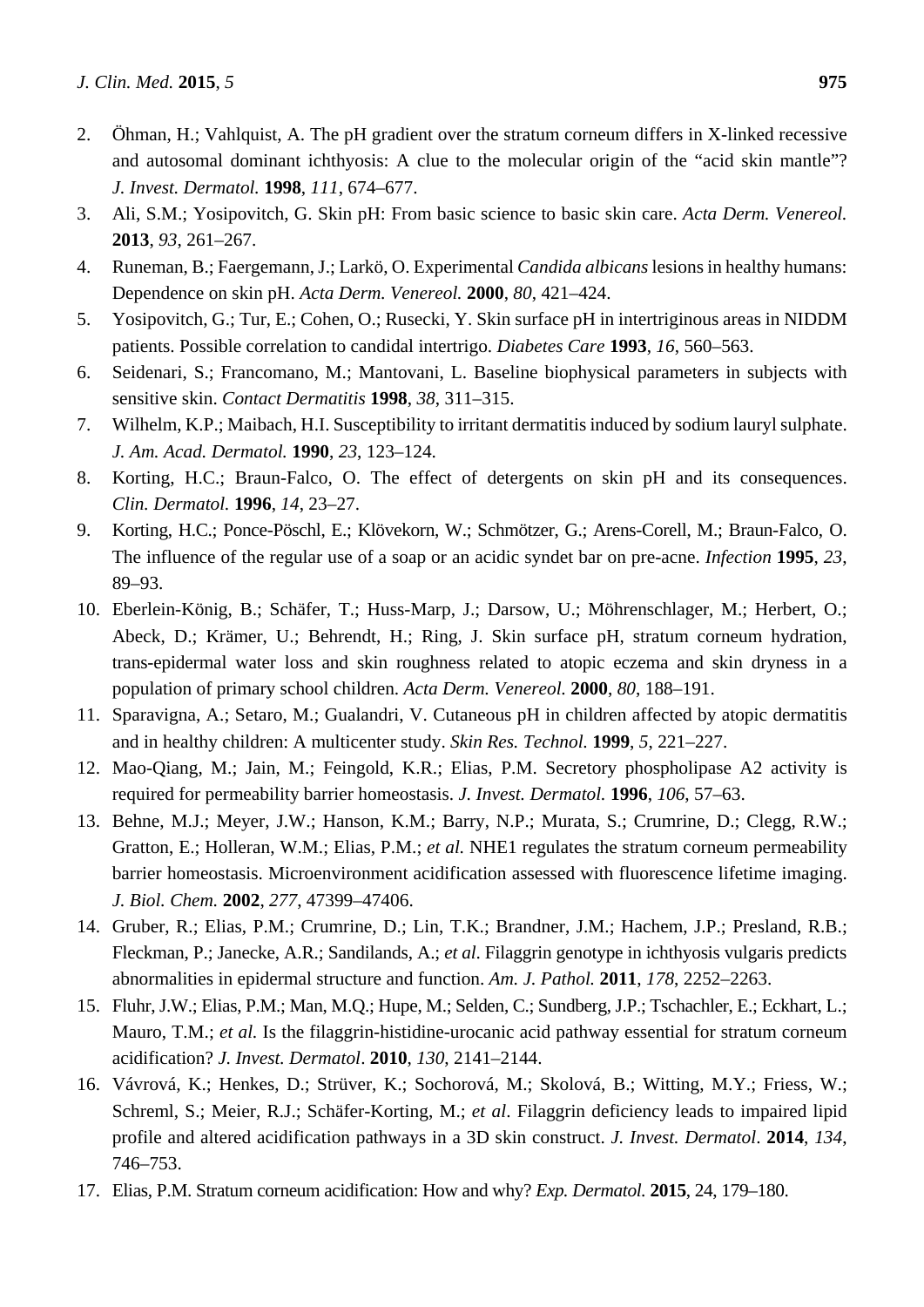2. Öhman, H.; Vahlquist, A. The pH gradient over the stratum corneum differs in X-linked recessive and autosomal dominant ichthyosis: A clue to the molecular origin of the "acid skin mantle"? *J. Invest. Dermatol.* **1998**, *111*, 674–677.
3. Ali, S.M.; Yosipovitch, G. Skin pH: From basic science to basic skin care. *Acta Derm. Venereol.* **2013**, *93*, 261–267.
4. Runeman, B.; Faergemann, J.; Larkö, O. Experimental *Candida albicans* lesions in healthy humans: Dependence on skin pH. *Acta Derm. Venereol.* **2000**, *80*, 421–424.
5. Yosipovitch, G.; Tur, E.; Cohen, O.; Rusecki, Y. Skin surface pH in intertriginous areas in NIDDM patients. Possible correlation to candidal intertrigo. *Diabetes Care* **1993**, *16*, 560–563.
6. Seidenari, S.; Francomano, M.; Mantovani, L. Baseline biophysical parameters in subjects with sensitive skin. *Contact Dermatitis* **1998**, *38*, 311–315.
7. Wilhelm, K.P.; Maibach, H.I. Susceptibility to irritant dermatitis induced by sodium lauryl sulphate. *J. Am. Acad. Dermatol.* **1990**, *23*, 123–124.
8. Korting, H.C.; Braun-Falco, O. The effect of detergents on skin pH and its consequences. *Clin. Dermatol.* **1996**, *14*, 23–27.
9. Korting, H.C.; Ponce-Pöschl, E.; Klövekorn, W.; Schmötzer, G.; Arens-Corell, M.; Braun-Falco, O. The influence of the regular use of a soap or an acidic syndet bar on pre-acne. *Infection* **1995**, *23*, 89–93.
10. Eberlein-König, B.; Schäfer, T.; Huss-Marp, J.; Darsow, U.; Möhrenschlager, M.; Herbert, O.; Abeck, D.; Krämer, U.; Behrendt, H.; Ring, J. Skin surface pH, stratum corneum hydration, trans-epidermal water loss and skin roughness related to atopic eczema and skin dryness in a population of primary school children. *Acta Derm. Venereol.* **2000**, *80*, 188–191.
11. Sparavigna, A.; Setaro, M.; Gualandri, V. Cutaneous pH in children affected by atopic dermatitis and in healthy children: A multicenter study. *Skin Res. Technol.* **1999**, *5*, 221–227.
12. Mao-Qiang, M.; Jain, M.; Feingold, K.R.; Elias, P.M. Secretory phospholipase A2 activity is required for permeability barrier homeostasis. *J. Invest. Dermatol.* **1996**, *106*, 57–63.
13. Behne, M.J.; Meyer, J.W.; Hanson, K.M.; Barry, N.P.; Murata, S.; Crumrine, D.; Clegg, R.W.; Gratton, E.; Holleran, W.M.; Elias, P.M.; *et al.* NHE1 regulates the stratum corneum permeability barrier homeostasis. Microenvironment acidification assessed with fluorescence lifetime imaging. *J. Biol. Chem.* **2002**, *277*, 47399–47406.
14. Gruber, R.; Elias, P.M.; Crumrine, D.; Lin, T.K.; Brandner, J.M.; Hachem, J.P.; Presland, R.B.; Fleckman, P.; Janecke, A.R.; Sandilands, A.; *et al*. Filaggrin genotype in ichthyosis vulgaris predicts abnormalities in epidermal structure and function. *Am. J. Pathol.* **2011**, *178*, 2252–2263.
15. Fluhr, J.W.; Elias, P.M.; Man, M.Q.; Hupe, M.; Selden, C.; Sundberg, J.P.; Tschachler, E.; Eckhart, L.; Mauro, T.M.; *et al.* Is the filaggrin-histidine-urocanic acid pathway essential for stratum corneum acidification? *J. Invest. Dermatol*. **2010**, *130*, 2141–2144.
16. Vávrová, K.; Henkes, D.; Strüver, K.; Sochorová, M.; Skolová, B.; Witting, M.Y.; Friess, W.; Schreml, S.; Meier, R.J.; Schäfer-Korting, M.; *et al*. Filaggrin deficiency leads to impaired lipid profile and altered acidification pathways in a 3D skin construct. *J. Invest. Dermatol*. **2014**, *134*, 746–753.
17. Elias, P.M. Stratum corneum acidification: How and why? *Exp. Dermatol.* **2015**, 24, 179–180.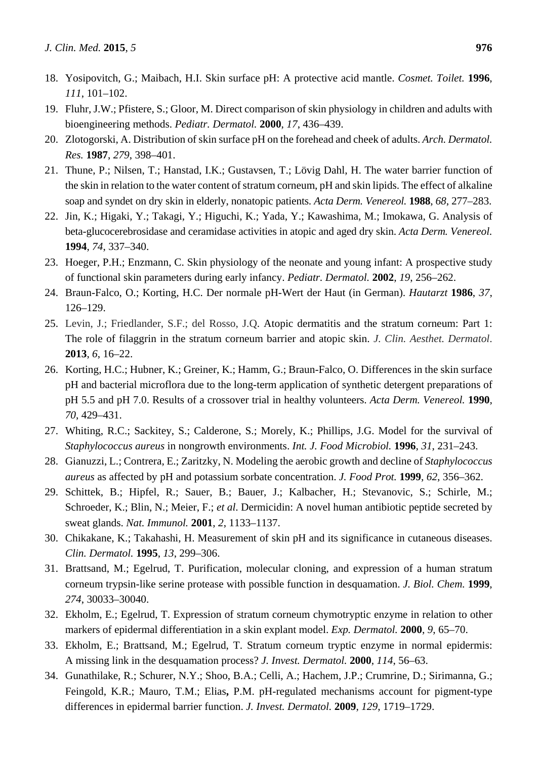18. Yosipovitch, G.; Maibach, H.I. Skin surface pH: A protective acid mantle. *Cosmet. Toilet.* **1996**, *111*, 101–102.
19. Fluhr, J.W.; Pfistere, S.; Gloor, M. Direct comparison of skin physiology in children and adults with bioengineering methods. *Pediatr. Dermatol.* **2000**, *17*, 436–439.
20. Zlotogorski, A. Distribution of skin surface pH on the forehead and cheek of adults. *Arch. Dermatol. Res.* **1987**, *279*, 398–401.
21. Thune, P.; Nilsen, T.; Hanstad, I.K.; Gustavsen, T.; Lövig Dahl, H. The water barrier function of the skin in relation to the water content of stratum corneum, pH and skin lipids. The effect of alkaline soap and syndet on dry skin in elderly, nonatopic patients. *Acta Derm. Venereol.* **1988**, *68*, 277–283.
22. Jin, K.; Higaki, Y.; Takagi, Y.; Higuchi, K.; Yada, Y.; Kawashima, M.; Imokawa, G. Analysis of beta-glucocerebrosidase and ceramidase activities in atopic and aged dry skin. *Acta Derm. Venereol.* **1994**, *74*, 337–340.
23. Hoeger, P.H.; Enzmann, C. Skin physiology of the neonate and young infant: A prospective study of functional skin parameters during early infancy. *Pediatr. Dermatol.* **2002**, *19*, 256–262.
24. Braun-Falco, O.; Korting, H.C. Der normale pH-Wert der Haut (in German). *Hautarzt* **1986**, *37*, 126–129.
25. Levin, J.; Friedlander, S.F.; del Rosso, J.Q. Atopic dermatitis and the stratum corneum: Part 1: The role of filaggrin in the stratum corneum barrier and atopic skin. *J. Clin. Aesthet. Dermatol*. **2013**, *6*, 16–22.
26. Korting, H.C.; Hubner, K.; Greiner, K.; Hamm, G.; Braun-Falco, O. Differences in the skin surface pH and bacterial microflora due to the long-term application of synthetic detergent preparations of pH 5.5 and pH 7.0. Results of a crossover trial in healthy volunteers. *Acta Derm. Venereol.* **1990**, *70*, 429–431.
27. Whiting, R.C.; Sackitey, S.; Calderone, S.; Morely, K.; Phillips, J.G. Model for the survival of *Staphylococcus aureus* in nongrowth environments. *Int. J. Food Microbiol.* **1996**, *31*, 231–243.
28. Gianuzzi, L.; Contrera, E.; Zaritzky, N. Modeling the aerobic growth and decline of *Staphylococcus aureus* as affected by pH and potassium sorbate concentration. *J. Food Prot.* **1999**, *62*, 356–362.
29. Schittek, B.; Hipfel, R.; Sauer, B.; Bauer, J.; Kalbacher, H.; Stevanovic, S.; Schirle, M.; Schroeder, K.; Blin, N.; Meier, F.; *et al*. Dermicidin: A novel human antibiotic peptide secreted by sweat glands. *Nat. Immunol.* **2001**, *2*, 1133–1137.
30. Chikakane, K.; Takahashi, H. Measurement of skin pH and its significance in cutaneous diseases. *Clin. Dermatol.* **1995**, *13*, 299–306.
31. Brattsand, M.; Egelrud, T. Purification, molecular cloning, and expression of a human stratum corneum trypsin-like serine protease with possible function in desquamation. *J. Biol. Chem.* **1999**, *274*, 30033–30040.
32. Ekholm, E.; Egelrud, T. Expression of stratum corneum chymotryptic enzyme in relation to other markers of epidermal differentiation in a skin explant model. *Exp. Dermatol.* **2000**, *9*, 65–70.
33. Ekholm, E.; Brattsand, M.; Egelrud, T. Stratum corneum tryptic enzyme in normal epidermis: A missing link in the desquamation process? *J. Invest. Dermatol.* **2000**, *114*, 56–63.
34. Gunathilake, R.; Schurer, N.Y.; Shoo, B.A.; Celli, A.; Hachem, J.P.; Crumrine, D.; Sirimanna, G.; Feingold, K.R.; Mauro, T.M.; Elias, P.M. pH-regulated mechanisms account for pigment-type differences in epidermal barrier function. *J. Invest. Dermatol.* **2009**, *129*, 1719–1729.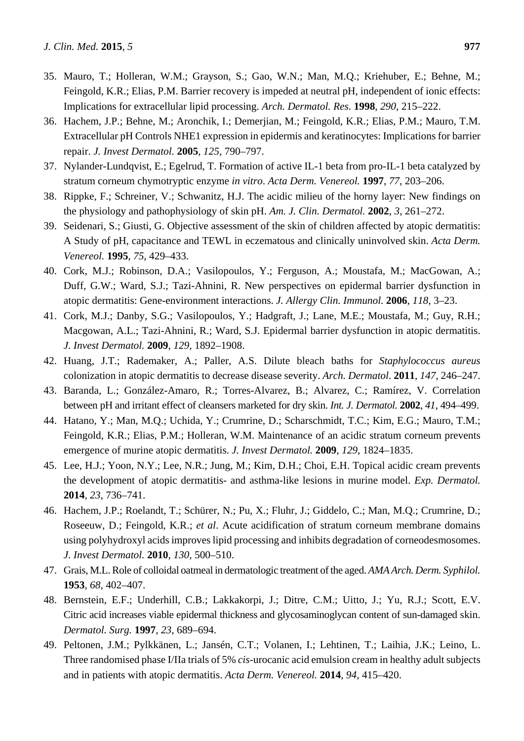35. Mauro, T.; Holleran, W.M.; Grayson, S.; Gao, W.N.; Man, M.Q.; Kriehuber, E.; Behne, M.; Feingold, K.R.; Elias, P.M. Barrier recovery is impeded at neutral pH, independent of ionic effects: Implications for extracellular lipid processing. *Arch. Dermatol. Res.* **1998**, *290*, 215–222.
36. Hachem, J.P.; Behne, M.; Aronchik, I.; Demerjian, M.; Feingold, K.R.; Elias, P.M.; Mauro, T.M. Extracellular pH Controls NHE1 expression in epidermis and keratinocytes: Implications for barrier repair. *J. Invest Dermatol.* **2005**, *125*, 790–797.
37. Nylander-Lundqvist, E.; Egelrud, T. Formation of active IL-1 beta from pro-IL-1 beta catalyzed by stratum corneum chymotryptic enzyme *in vitro*. *Acta Derm. Venereol.* **1997**, *77*, 203–206.
38. Rippke, F.; Schreiner, V.; Schwanitz, H.J. The acidic milieu of the horny layer: New findings on the physiology and pathophysiology of skin pH. *Am. J. Clin. Dermatol.* **2002**, *3*, 261–272.
39. Seidenari, S.; Giusti, G. Objective assessment of the skin of children affected by atopic dermatitis: A Study of pH, capacitance and TEWL in eczematous and clinically uninvolved skin. *Acta Derm. Venereol.* **1995**, *75*, 429–433.
40. Cork, M.J.; Robinson, D.A.; Vasilopoulos, Y.; Ferguson, A.; Moustafa, M.; MacGowan, A.; Duff, G.W.; Ward, S.J.; Tazi-Ahnini, R. New perspectives on epidermal barrier dysfunction in atopic dermatitis: Gene-environment interactions. *J. Allergy Clin. Immunol.* **2006**, *118*, 3–23.
41. Cork, M.J.; Danby, S.G.; Vasilopoulos, Y.; Hadgraft, J.; Lane, M.E.; Moustafa, M.; Guy, R.H.; Macgowan, A.L.; Tazi-Ahnini, R.; Ward, S.J. Epidermal barrier dysfunction in atopic dermatitis. *J. Invest Dermatol.* **2009**, *129*, 1892–1908.
42. Huang, J.T.; Rademaker, A.; Paller, A.S. Dilute bleach baths for *Staphylococcus aureus* colonization in atopic dermatitis to decrease disease severity. *Arch. Dermatol*. **2011**, *147*, 246–247.
43. Baranda, L.; González-Amaro, R.; Torres-Alvarez, B.; Alvarez, C.; Ramírez, V. Correlation between pH and irritant effect of cleansers marketed for dry skin. *Int. J. Dermatol.* **2002**, *41*, 494–499.
44. Hatano, Y.; Man, M.Q.; Uchida, Y.; Crumrine, D.; Scharschmidt, T.C.; Kim, E.G.; Mauro, T.M.; Feingold, K.R.; Elias, P.M.; Holleran, W.M. Maintenance of an acidic stratum corneum prevents emergence of murine atopic dermatitis. *J. Invest Dermatol.* **2009**, *129*, 1824–1835.
45. Lee, H.J.; Yoon, N.Y.; Lee, N.R.; Jung, M.; Kim, D.H.; Choi, E.H. Topical acidic cream prevents the development of atopic dermatitis- and asthma-like lesions in murine model. *Exp. Dermatol.* **2014**, *23*, 736–741.
46. Hachem, J.P.; Roelandt, T.; Schürer, N.; Pu, X.; Fluhr, J.; Giddelo, C.; Man, M.Q.; Crumrine, D.; Roseeuw, D.; Feingold, K.R.; *et al*. Acute acidification of stratum corneum membrane domains using polyhydroxyl acids improves lipid processing and inhibits degradation of corneodesmosomes. *J. Invest Dermatol.* **2010**, *130*, 500–510.
47. Grais, M.L. Role of colloidal oatmeal in dermatologic treatment of the aged. *AMA Arch. Derm. Syphilol.* **1953**, *68*, 402–407.
48. Bernstein, E.F.; Underhill, C.B.; Lakkakorpi, J.; Ditre, C.M.; Uitto, J.; Yu, R.J.; Scott, E.V. Citric acid increases viable epidermal thickness and glycosaminoglycan content of sun-damaged skin. *Dermatol. Surg.* **1997**, *23*, 689–694.
49. Peltonen, J.M.; Pylkkänen, L.; Jansén, C.T.; Volanen, I.; Lehtinen, T.; Laihia, J.K.; Leino, L. Three randomised phase I/IIa trials of 5% *cis*-urocanic acid emulsion cream in healthy adult subjects and in patients with atopic dermatitis. *Acta Derm. Venereol.* **2014**, *94*, 415–420.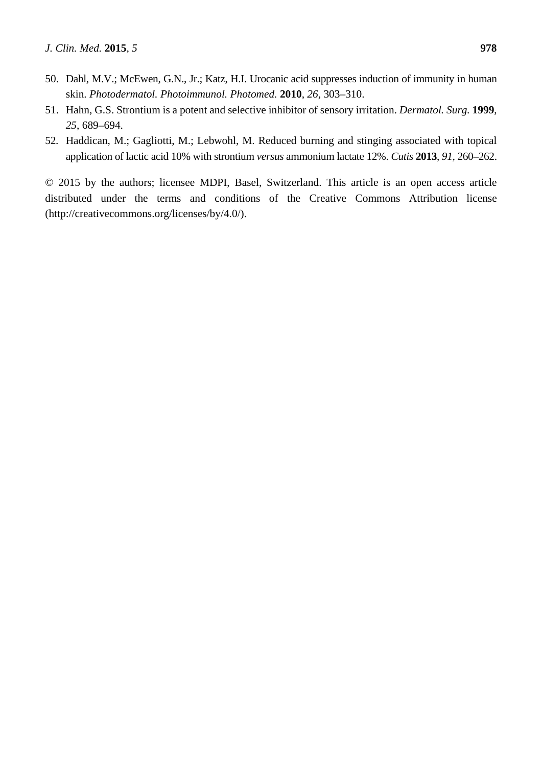50. Dahl, M.V.; McEwen, G.N., Jr.; Katz, H.I. Urocanic acid suppresses induction of immunity in human skin. *Photodermatol. Photoimmunol. Photomed.* **2010**, *26*, 303–310.
51. Hahn, G.S. Strontium is a potent and selective inhibitor of sensory irritation. *Dermatol. Surg.* **1999**, *25*, 689–694.
52. Haddican, M.; Gagliotti, M.; Lebwohl, M. Reduced burning and stinging associated with topical application of lactic acid 10% with strontium *versus* ammonium lactate 12%. *Cutis* **2013**, *91*, 260–262.

© 2015 by the authors; licensee MDPI, Basel, Switzerland. This article is an open access article distributed under the terms and conditions of the Creative Commons Attribution license (http://creativecommons.org/licenses/by/4.0/).